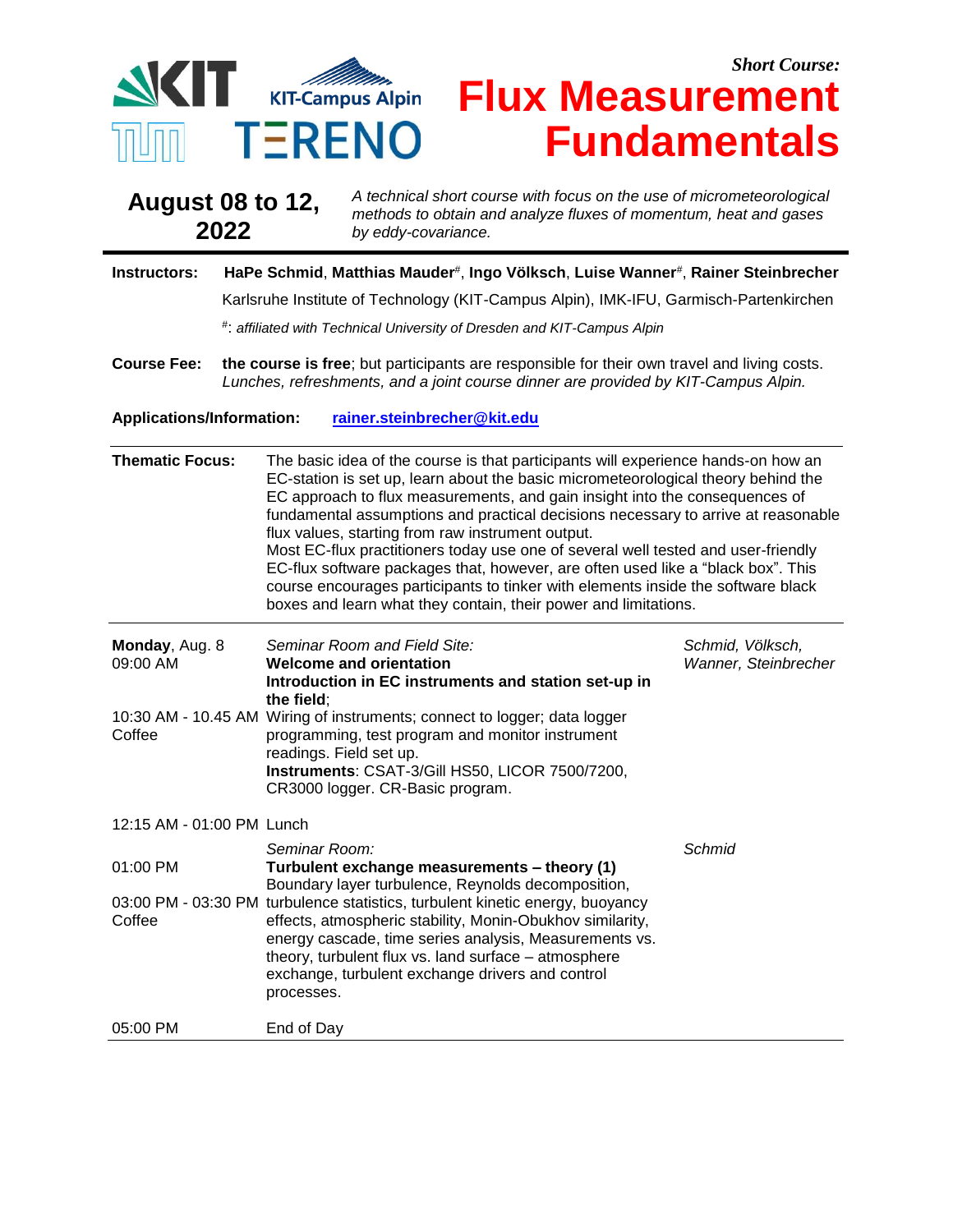KIT KIT-Campus Alpin TUM TERENO

*Short Course:*

# Flux Measurement Fundamentals

**August 08 to 12, 2022**

*A technical short course with focus on the use of micrometeorological methods to obtain and analyze fluxes of momentum, heat and gases by eddy-covariance.*

---

**Instructors:** **HaPe Schmid**, **Matthias Mauder**[#], **Ingo Völksch**, **Luise Wanner**[#], **Rainer Steinbrecher**

Karlsruhe Institute of Technology (KIT-Campus Alpin), IMK-IFU, Garmisch-Partenkirchen

[#]: *affiliated with Technical University of Dresden and KIT-Campus Alpin*

**Course Fee:** **the course is free**; but participants are responsible for their own travel and living costs. *Lunches, refreshments, and a joint course dinner are provided by KIT-Campus Alpin.*

**Applications/Information:** rainer.steinbrecher@kit.edu

---

**Thematic Focus:** The basic idea of the course is that participants will experience hands-on how an EC-station is set up, learn about the basic micrometeorological theory behind the EC approach to flux measurements, and gain insight into the consequences of fundamental assumptions and practical decisions necessary to arrive at reasonable flux values, starting from raw instrument output.
Most EC-flux practitioners today use one of several well tested and user-friendly EC-flux software packages that, however, are often used like a "black box". This course encourages participants to tinker with elements inside the software black boxes and learn what they contain, their power and limitations.

---

**Monday**, Aug. 8
09:00 AM

*Seminar Room and Field Site:*
**Welcome and orientation**
**Introduction in EC instruments and station set-up in the field**;

*Schmid, Völksch, Wanner, Steinbrecher*

10:30 AM - 10.45 AM Coffee

Wiring of instruments; connect to logger; data logger programming, test program and monitor instrument readings. Field set up.
**Instruments**: CSAT-3/Gill HS50, LICOR 7500/7200, CR3000 logger. CR-Basic program.

12:15 AM - 01:00 PM Lunch

01:00 PM

*Seminar Room:*
**Turbulent exchange measurements – theory (1)**
Boundary layer turbulence, Reynolds decomposition, turbulence statistics, turbulent kinetic energy, buoyancy effects, atmospheric stability, Monin-Obukhov similarity, energy cascade, time series analysis, Measurements vs. theory, turbulent flux vs. land surface – atmosphere exchange, turbulent exchange drivers and control processes.

*Schmid*

03:00 PM - 03:30 PM Coffee

05:00 PM End of Day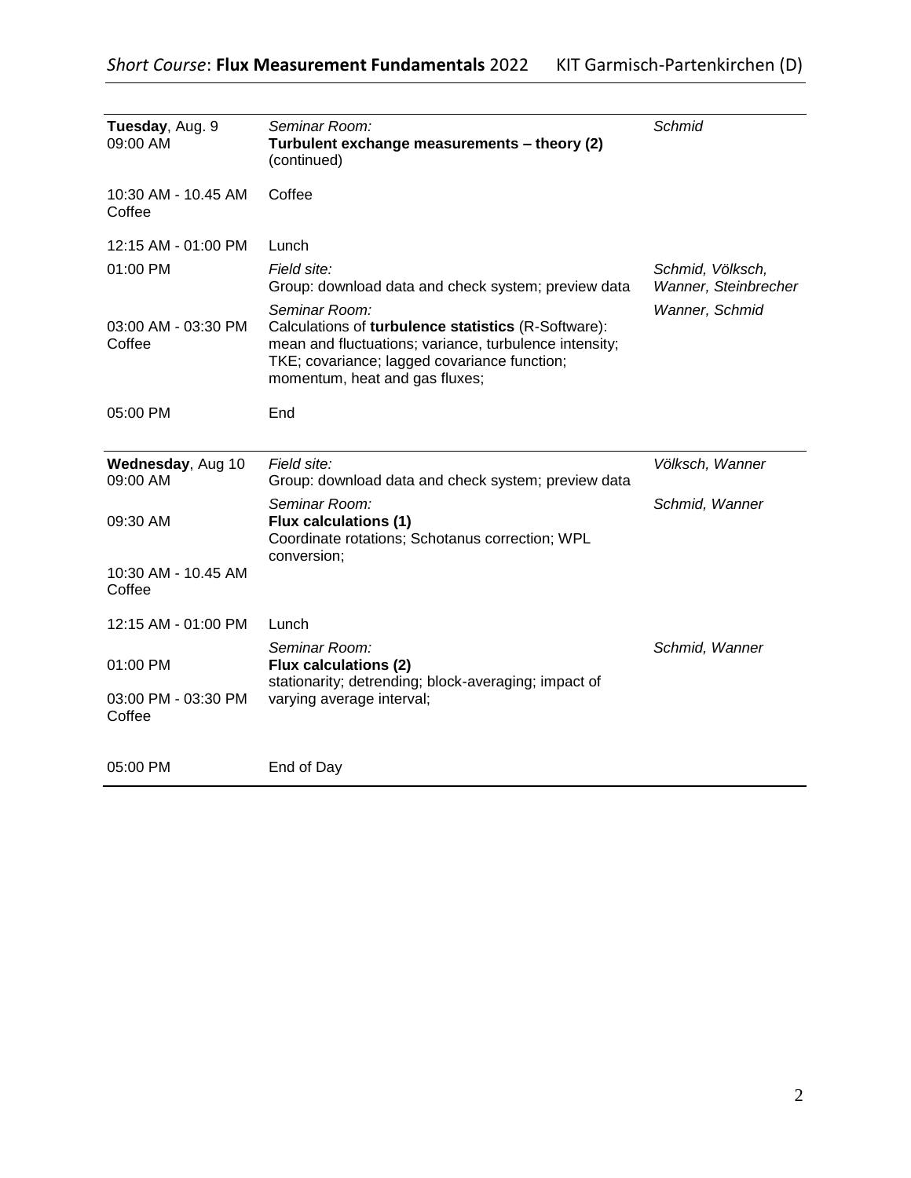| | | |
|---|---|---|
| **Tuesday**, Aug. 9<br>09:00 AM | *Seminar Room:*<br>**Turbulent exchange measurements – theory (2)** (continued) | *Schmid* |
| 10:30 AM - 10.45 AM<br>Coffee | Coffee | |
| 12:15 AM - 01:00 PM | Lunch | |
| 01:00 PM | *Field site:*<br>Group: download data and check system; preview data | *Schmid, Völksch, Wanner, Steinbrecher* |
| 03:00 AM - 03:30 PM<br>Coffee | *Seminar Room:*<br>Calculations of **turbulence statistics** (R-Software): mean and fluctuations; variance, turbulence intensity; TKE; covariance; lagged covariance function; momentum, heat and gas fluxes; | *Wanner, Schmid* |
| 05:00 PM | End | |
| **Wednesday**, Aug 10<br>09:00 AM | *Field site:*<br>Group: download data and check system; preview data | *Völksch, Wanner* |
| 09:30 AM | *Seminar Room:*<br>**Flux calculations (1)**<br>Coordinate rotations; Schotanus correction; WPL conversion; | *Schmid, Wanner* |
| 10:30 AM - 10.45 AM<br>Coffee | | |
| 12:15 AM - 01:00 PM | Lunch | |
| 01:00 PM | *Seminar Room:*<br>**Flux calculations (2)**<br>stationarity; detrending; block-averaging; impact of varying average interval; | *Schmid, Wanner* |
| 03:00 PM - 03:30 PM<br>Coffee | | |
| 05:00 PM | End of Day | |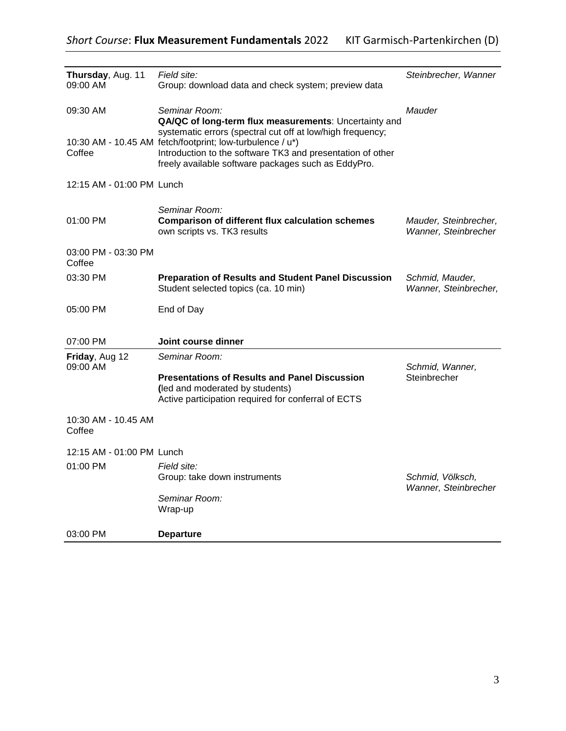| | | |
|---|---|---|
| **Thursday**, Aug. 11<br>09:00 AM | *Field site:*<br>Group: download data and check system; preview data | *Steinbrecher, Wanner* |
| 09:30 AM | *Seminar Room:*<br>**QA/QC of long-term flux measurements**: Uncertainty and systematic errors (spectral cut off at low/high frequency; | *Mauder* |
| 10:30 AM - 10.45 AM Coffee | fetch/footprint; low-turbulence / u*)<br>Introduction to the software TK3 and presentation of other freely available software packages such as EddyPro. | |
| 12:15 AM - 01:00 PM Lunch | | |
| 01:00 PM | *Seminar Room:*<br>**Comparison of different flux calculation schemes**<br>own scripts vs. TK3 results | *Mauder, Steinbrecher, Wanner, Steinbrecher* |
| 03:00 PM - 03:30 PM Coffee | | |
| 03:30 PM | **Preparation of Results and Student Panel Discussion**<br>Student selected topics (ca. 10 min) | *Schmid, Mauder, Wanner, Steinbrecher,* |
| 05:00 PM | End of Day | |
| 07:00 PM | **Joint course dinner** | |
| **Friday**, Aug 12<br>09:00 AM | *Seminar Room:*<br>**Presentations of Results and Panel Discussion (**led and moderated by students)<br>Active participation required for conferral of ECTS | *Schmid, Wanner,* Steinbrecher |
| 10:30 AM - 10.45 AM Coffee | | |
| 12:15 AM - 01:00 PM Lunch | | |
| 01:00 PM | *Field site:*<br>Group: take down instruments<br>*Seminar Room:*<br>Wrap-up | *Schmid, Völksch, Wanner, Steinbrecher* |
| 03:00 PM | **Departure** | |